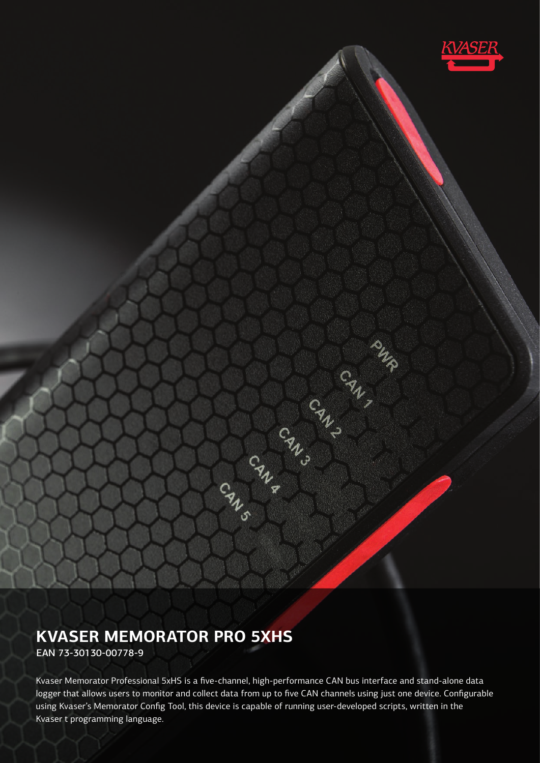# KVASER MEMORATOR PRO 5XHS

EAN 73-30130-00778-9

Kvaser Memorator Professional 5xHS is a five-channel, high-performance CAN bus interface and stand-alone data logger that allows users to monitor and collect data from up to five CAN channels using just one device. Configurable using Kvaser's Memorator Config Tool, this device is capable of running user-developed scripts, written in the Kvaser t programming language.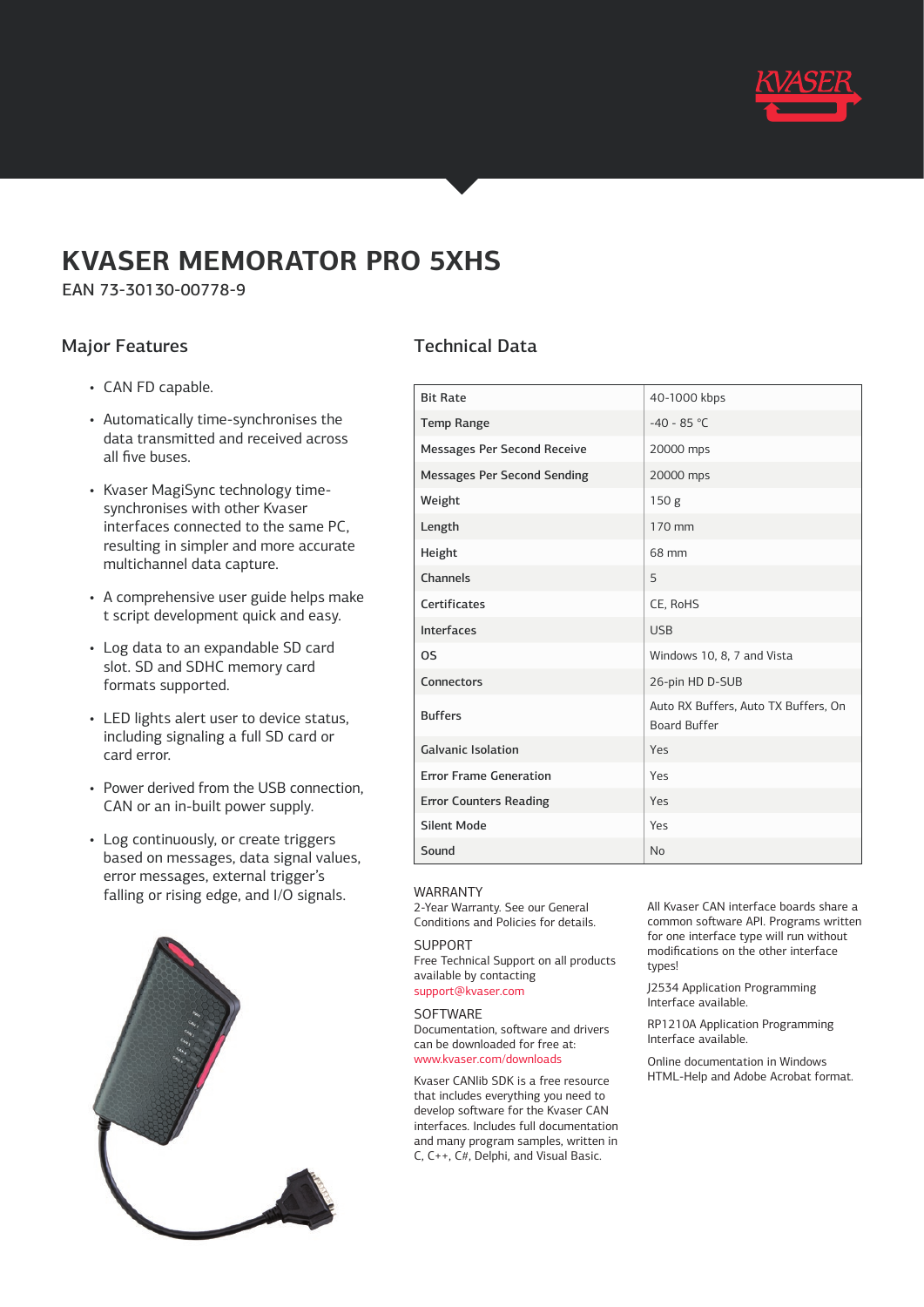# KVASER MEMORATOR PRO 5XHS

EAN 73-30130-00778-9

## Major Features

- CAN FD capable.
- Automatically time-synchronises the data transmitted and received across all five buses.
- Kvaser MagiSync technology time-synchronises with other Kvaser interfaces connected to the same PC, resulting in simpler and more accurate multichannel data capture.
- A comprehensive user guide helps make t script development quick and easy.
- Log data to an expandable SD card slot. SD and SDHC memory card formats supported.
- LED lights alert user to device status, including signaling a full SD card or card error.
- Power derived from the USB connection, CAN or an in-built power supply.
- Log continuously, or create triggers based on messages, data signal values, error messages, external trigger's falling or rising edge, and I/O signals.

## Technical Data

| | |
|---|---|
| Bit Rate | 40-1000 kbps |
| Temp Range | -40 - 85 °C |
| Messages Per Second Receive | 20000 mps |
| Messages Per Second Sending | 20000 mps |
| Weight | 150 g |
| Length | 170 mm |
| Height | 68 mm |
| Channels | 5 |
| Certificates | CE, RoHS |
| Interfaces | USB |
| OS | Windows 10, 8, 7 and Vista |
| Connectors | 26-pin HD D-SUB |
| Buffers | Auto RX Buffers, Auto TX Buffers, On Board Buffer |
| Galvanic Isolation | Yes |
| Error Frame Generation | Yes |
| Error Counters Reading | Yes |
| Silent Mode | Yes |
| Sound | No |

WARRANTY
2-Year Warranty. See our General Conditions and Policies for details.

SUPPORT
Free Technical Support on all products available by contacting support@kvaser.com

SOFTWARE
Documentation, software and drivers can be downloaded for free at: www.kvaser.com/downloads

Kvaser CANlib SDK is a free resource that includes everything you need to develop software for the Kvaser CAN interfaces. Includes full documentation and many program samples, written in C, C++, C#, Delphi, and Visual Basic.

All Kvaser CAN interface boards share a common software API. Programs written for one interface type will run without modifications on the other interface types!

J2534 Application Programming Interface available.

RP1210A Application Programming Interface available.

Online documentation in Windows HTML-Help and Adobe Acrobat format.